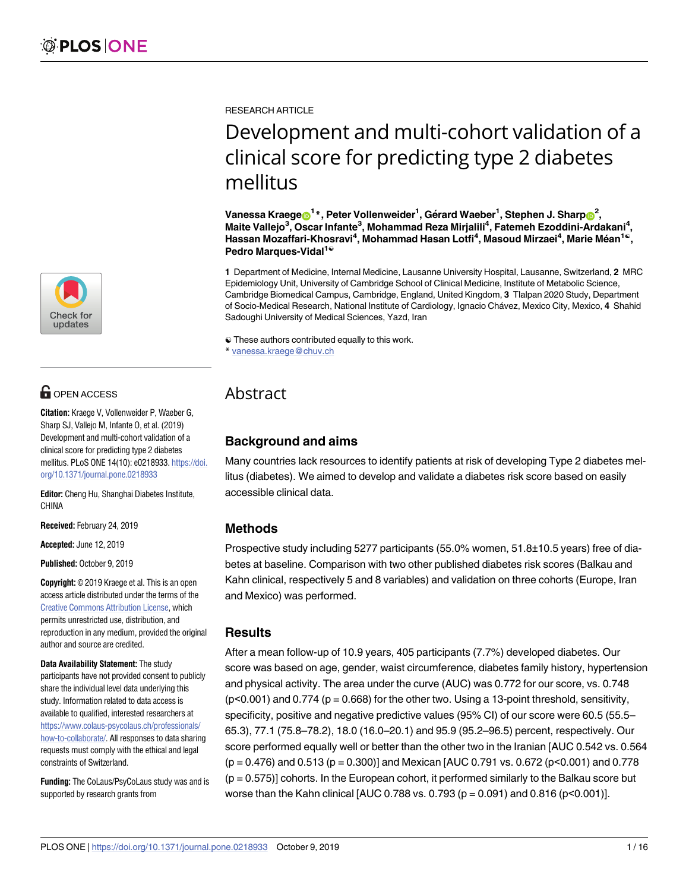RESEARCH ARTICLE

# Development and multi-cohort validation of a clinical score for predicting type 2 diabetes mellitus

**Vanessa Kraege[1]*, Peter Vollenweider[1], Gérard Waeber[1], Stephen J. Sharp[2], Maite Vallejo[3], Oscar Infante[3], Mohammad Reza Mirjalili[4], Fatemeh Ezoddini-Ardakani[4], Hassan Mozaffari-Khosravi[4], Mohammad Hasan Lotfi[4], Masoud Mirzaei[4], Marie Méan[1]☯, Pedro Marques-Vidal[1]☯**

**1** Department of Medicine, Internal Medicine, Lausanne University Hospital, Lausanne, Switzerland, **2** MRC Epidemiology Unit, University of Cambridge School of Clinical Medicine, Institute of Metabolic Science, Cambridge Biomedical Campus, Cambridge, England, United Kingdom, **3** Tlalpan 2020 Study, Department of Socio-Medical Research, National Institute of Cardiology, Ignacio Chávez, Mexico City, Mexico, **4** Shahid Sadoughi University of Medical Sciences, Yazd, Iran

☯ These authors contributed equally to this work.
* vanessa.kraege@chuv.ch

OPEN ACCESS

**Citation:** Kraege V, Vollenweider P, Waeber G, Sharp SJ, Vallejo M, Infante O, et al. (2019) Development and multi-cohort validation of a clinical score for predicting type 2 diabetes mellitus. PLoS ONE 14(10): e0218933. https://doi.org/10.1371/journal.pone.0218933

**Editor:** Cheng Hu, Shanghai Diabetes Institute, CHINA

**Received:** February 24, 2019

**Accepted:** June 12, 2019

**Published:** October 9, 2019

**Copyright:** © 2019 Kraege et al. This is an open access article distributed under the terms of the Creative Commons Attribution License, which permits unrestricted use, distribution, and reproduction in any medium, provided the original author and source are credited.

**Data Availability Statement:** The study participants have not provided consent to publicly share the individual level data underlying this study. Information related to data access is available to qualified, interested researchers at https://www.colaus-psycolaus.ch/professionals/how-to-collaborate/. All responses to data sharing requests must comply with the ethical and legal constraints of Switzerland.

**Funding:** The CoLaus/PsyCoLaus study was and is supported by research grants from

## Abstract

### Background and aims

Many countries lack resources to identify patients at risk of developing Type 2 diabetes mellitus (diabetes). We aimed to develop and validate a diabetes risk score based on easily accessible clinical data.

### Methods

Prospective study including 5277 participants (55.0% women, 51.8±10.5 years) free of diabetes at baseline. Comparison with two other published diabetes risk scores (Balkau and Kahn clinical, respectively 5 and 8 variables) and validation on three cohorts (Europe, Iran and Mexico) was performed.

### Results

After a mean follow-up of 10.9 years, 405 participants (7.7%) developed diabetes. Our score was based on age, gender, waist circumference, diabetes family history, hypertension and physical activity. The area under the curve (AUC) was 0.772 for our score, vs. 0.748 ($p<0.001$) and 0.774 ($p = 0.668$) for the other two. Using a 13-point threshold, sensitivity, specificity, positive and negative predictive values (95% CI) of our score were 60.5 (55.5–65.3), 77.1 (75.8–78.2), 18.0 (16.0–20.1) and 95.9 (95.2–96.5) percent, respectively. Our score performed equally well or better than the other two in the Iranian [AUC 0.542 vs. 0.564 ($p = 0.476$) and 0.513 ($p = 0.300$)] and Mexican [AUC 0.791 vs. 0.672 ($p<0.001$) and 0.778 ($p = 0.575$)] cohorts. In the European cohort, it performed similarly to the Balkau score but worse than the Kahn clinical [AUC 0.788 vs. 0.793 ($p = 0.091$) and 0.816 ($p<0.001$)].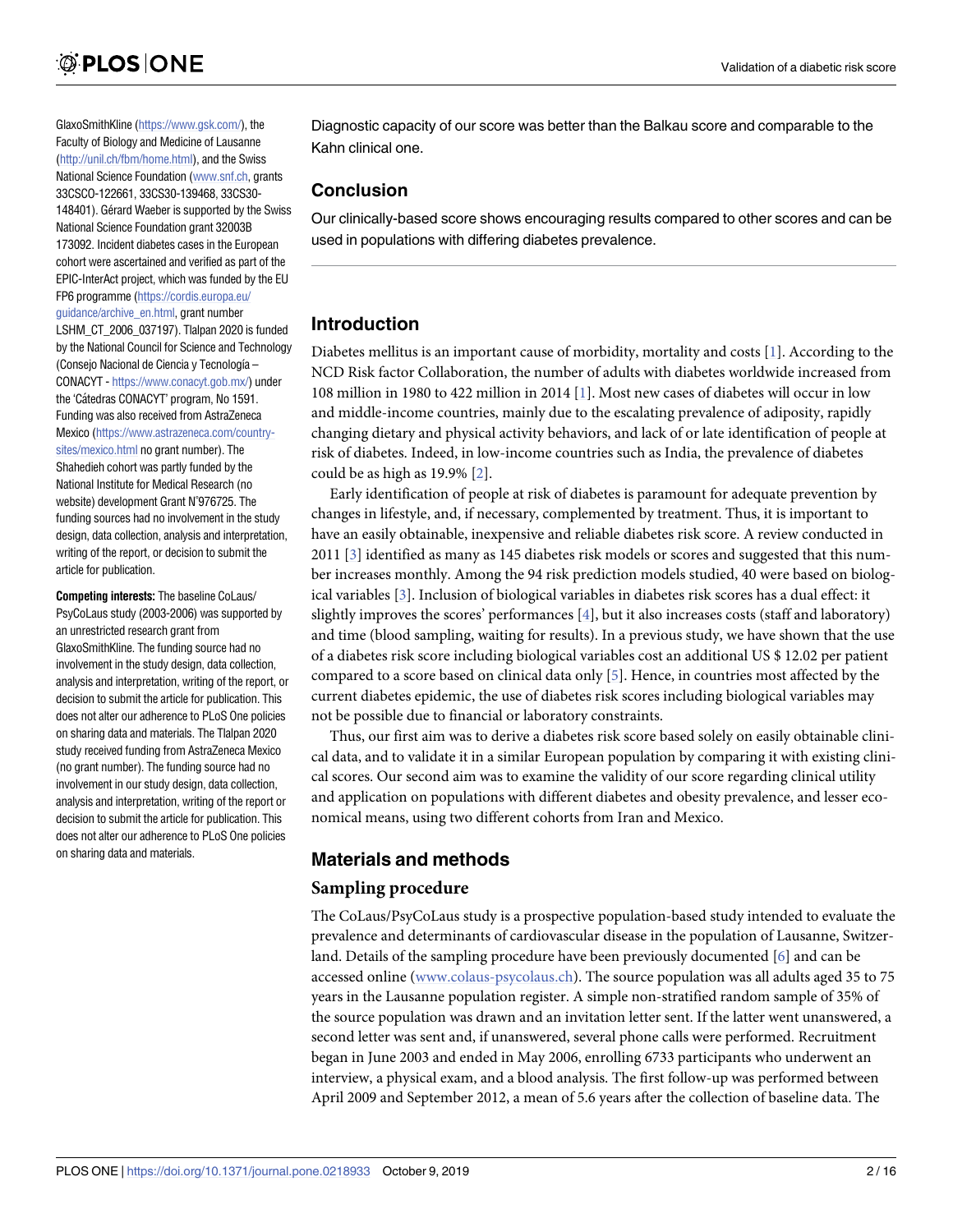GlaxoSmithKline (https://www.gsk.com/), the Faculty of Biology and Medicine of Lausanne (http://unil.ch/fbm/home.html), and the Swiss National Science Foundation (www.snf.ch, grants 33CSCO-122661, 33CS30-139468, 33CS30-148401). Gérard Waeber is supported by the Swiss National Science Foundation grant 32003B 173092. Incident diabetes cases in the European cohort were ascertained and verified as part of the EPIC-InterAct project, which was funded by the EU FP6 programme (https://cordis.europa.eu/guidance/archive_en.html, grant number LSHM_CT_2006_037197). Tlalpan 2020 is funded by the National Council for Science and Technology (Consejo Nacional de Ciencia y Tecnología – CONACYT - https://www.conacyt.gob.mx/) under the 'Cátedras CONACYT' program, No 1591. Funding was also received from AstraZeneca Mexico (https://www.astrazeneca.com/country-sites/mexico.html no grant number). The Shahedieh cohort was partly funded by the National Institute for Medical Research (no website) development Grant N°976725. The funding sources had no involvement in the study design, data collection, analysis and interpretation, writing of the report, or decision to submit the article for publication.

**Competing interests:** The baseline CoLaus/PsyCoLaus study (2003-2006) was supported by an unrestricted research grant from GlaxoSmithKline. The funding source had no involvement in the study design, data collection, analysis and interpretation, writing of the report, or decision to submit the article for publication. This does not alter our adherence to PLoS One policies on sharing data and materials. The Tlalpan 2020 study received funding from AstraZeneca Mexico (no grant number). The funding source had no involvement in our study design, data collection, analysis and interpretation, writing of the report or decision to submit the article for publication. This does not alter our adherence to PLoS One policies on sharing data and materials.

Diagnostic capacity of our score was better than the Balkau score and comparable to the Kahn clinical one.

## Conclusion

Our clinically-based score shows encouraging results compared to other scores and can be used in populations with differing diabetes prevalence.

## Introduction

Diabetes mellitus is an important cause of morbidity, mortality and costs [1]. According to the NCD Risk factor Collaboration, the number of adults with diabetes worldwide increased from 108 million in 1980 to 422 million in 2014 [1]. Most new cases of diabetes will occur in low and middle-income countries, mainly due to the escalating prevalence of adiposity, rapidly changing dietary and physical activity behaviors, and lack of or late identification of people at risk of diabetes. Indeed, in low-income countries such as India, the prevalence of diabetes could be as high as 19.9% [2].

Early identification of people at risk of diabetes is paramount for adequate prevention by changes in lifestyle, and, if necessary, complemented by treatment. Thus, it is important to have an easily obtainable, inexpensive and reliable diabetes risk score. A review conducted in 2011 [3] identified as many as 145 diabetes risk models or scores and suggested that this number increases monthly. Among the 94 risk prediction models studied, 40 were based on biological variables [3]. Inclusion of biological variables in diabetes risk scores has a dual effect: it slightly improves the scores' performances [4], but it also increases costs (staff and laboratory) and time (blood sampling, waiting for results). In a previous study, we have shown that the use of a diabetes risk score including biological variables cost an additional US $ 12.02 per patient compared to a score based on clinical data only [5]. Hence, in countries most affected by the current diabetes epidemic, the use of diabetes risk scores including biological variables may not be possible due to financial or laboratory constraints.

Thus, our first aim was to derive a diabetes risk score based solely on easily obtainable clinical data, and to validate it in a similar European population by comparing it with existing clinical scores. Our second aim was to examine the validity of our score regarding clinical utility and application on populations with different diabetes and obesity prevalence, and lesser economical means, using two different cohorts from Iran and Mexico.

## Materials and methods

### Sampling procedure

The CoLaus/PsyCoLaus study is a prospective population-based study intended to evaluate the prevalence and determinants of cardiovascular disease in the population of Lausanne, Switzerland. Details of the sampling procedure have been previously documented [6] and can be accessed online (www.colaus-psycolaus.ch). The source population was all adults aged 35 to 75 years in the Lausanne population register. A simple non-stratified random sample of 35% of the source population was drawn and an invitation letter sent. If the latter went unanswered, a second letter was sent and, if unanswered, several phone calls were performed. Recruitment began in June 2003 and ended in May 2006, enrolling 6733 participants who underwent an interview, a physical exam, and a blood analysis. The first follow-up was performed between April 2009 and September 2012, a mean of 5.6 years after the collection of baseline data. The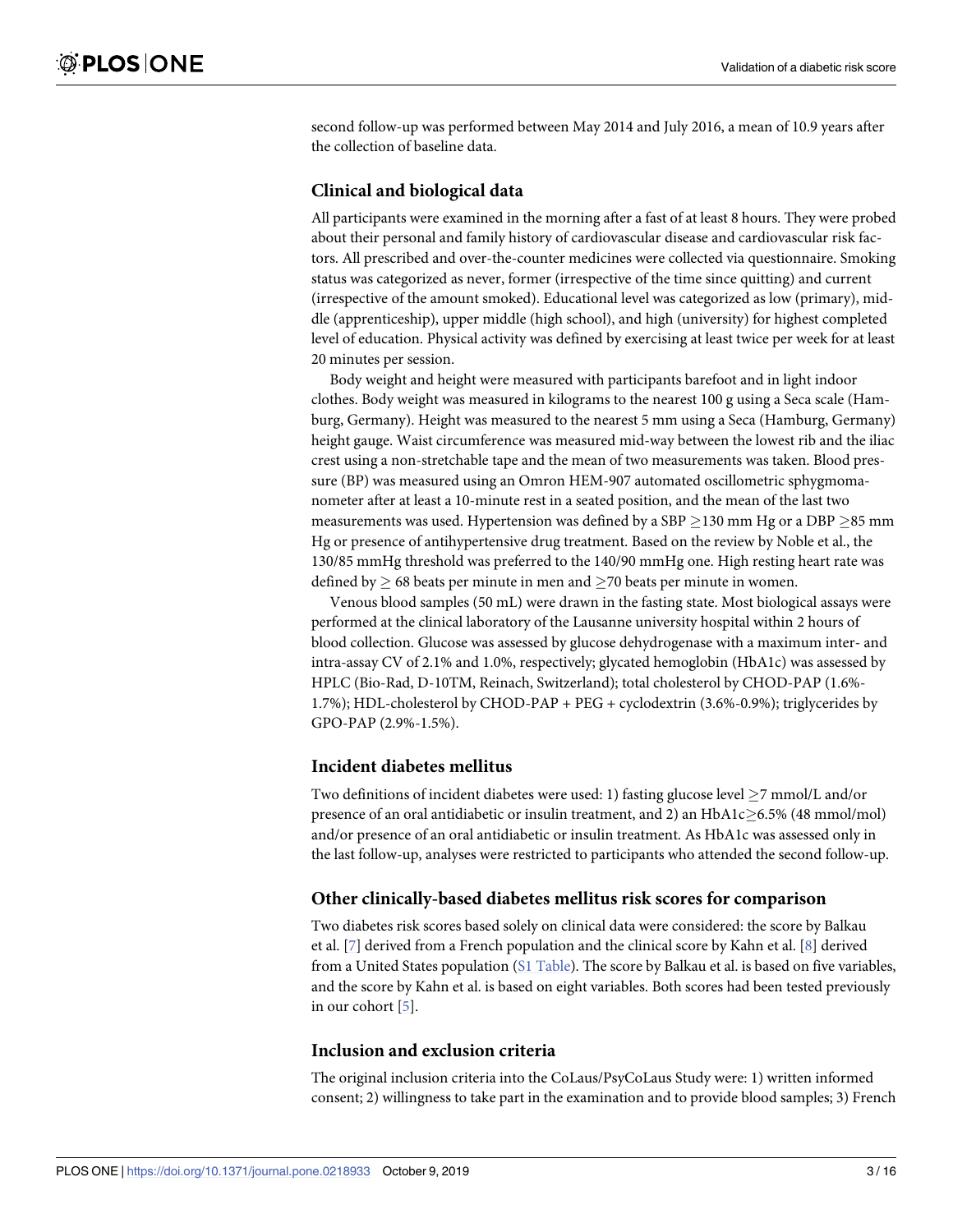second follow-up was performed between May 2014 and July 2016, a mean of 10.9 years after the collection of baseline data.

## Clinical and biological data

All participants were examined in the morning after a fast of at least 8 hours. They were probed about their personal and family history of cardiovascular disease and cardiovascular risk factors. All prescribed and over-the-counter medicines were collected via questionnaire. Smoking status was categorized as never, former (irrespective of the time since quitting) and current (irrespective of the amount smoked). Educational level was categorized as low (primary), middle (apprenticeship), upper middle (high school), and high (university) for highest completed level of education. Physical activity was defined by exercising at least twice per week for at least 20 minutes per session.

Body weight and height were measured with participants barefoot and in light indoor clothes. Body weight was measured in kilograms to the nearest 100 g using a Seca scale (Hamburg, Germany). Height was measured to the nearest 5 mm using a Seca (Hamburg, Germany) height gauge. Waist circumference was measured mid-way between the lowest rib and the iliac crest using a non-stretchable tape and the mean of two measurements was taken. Blood pressure (BP) was measured using an Omron HEM-907 automated oscillometric sphygmomanometer after at least a 10-minute rest in a seated position, and the mean of the last two measurements was used. Hypertension was defined by a SBP $\geq$130 mm Hg or a DBP $\geq$85 mm Hg or presence of antihypertensive drug treatment. Based on the review by Noble et al., the 130/85 mmHg threshold was preferred to the 140/90 mmHg one. High resting heart rate was defined by $\geq$ 68 beats per minute in men and $\geq$70 beats per minute in women.

Venous blood samples (50 mL) were drawn in the fasting state. Most biological assays were performed at the clinical laboratory of the Lausanne university hospital within 2 hours of blood collection. Glucose was assessed by glucose dehydrogenase with a maximum inter- and intra-assay CV of 2.1% and 1.0%, respectively; glycated hemoglobin (HbA1c) was assessed by HPLC (Bio-Rad, D-10TM, Reinach, Switzerland); total cholesterol by CHOD-PAP (1.6%-1.7%); HDL-cholesterol by CHOD-PAP + PEG + cyclodextrin (3.6%-0.9%); triglycerides by GPO-PAP (2.9%-1.5%).

## Incident diabetes mellitus

Two definitions of incident diabetes were used: 1) fasting glucose level $\geq$7 mmol/L and/or presence of an oral antidiabetic or insulin treatment, and 2) an HbA1c$\geq$6.5% (48 mmol/mol) and/or presence of an oral antidiabetic or insulin treatment. As HbA1c was assessed only in the last follow-up, analyses were restricted to participants who attended the second follow-up.

## Other clinically-based diabetes mellitus risk scores for comparison

Two diabetes risk scores based solely on clinical data were considered: the score by Balkau et al. [7] derived from a French population and the clinical score by Kahn et al. [8] derived from a United States population (S1 Table). The score by Balkau et al. is based on five variables, and the score by Kahn et al. is based on eight variables. Both scores had been tested previously in our cohort [5].

## Inclusion and exclusion criteria

The original inclusion criteria into the CoLaus/PsyCoLaus Study were: 1) written informed consent; 2) willingness to take part in the examination and to provide blood samples; 3) French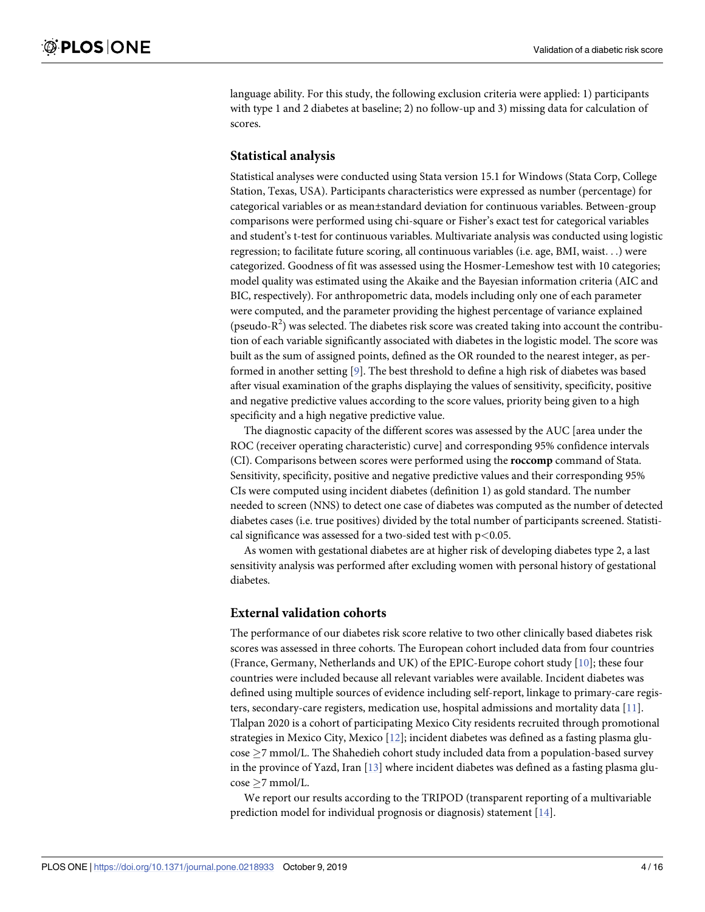language ability. For this study, the following exclusion criteria were applied: 1) participants with type 1 and 2 diabetes at baseline; 2) no follow-up and 3) missing data for calculation of scores.

## Statistical analysis

Statistical analyses were conducted using Stata version 15.1 for Windows (Stata Corp, College Station, Texas, USA). Participants characteristics were expressed as number (percentage) for categorical variables or as mean±standard deviation for continuous variables. Between-group comparisons were performed using chi-square or Fisher's exact test for categorical variables and student's t-test for continuous variables. Multivariate analysis was conducted using logistic regression; to facilitate future scoring, all continuous variables (i.e. age, BMI, waist. . .) were categorized. Goodness of fit was assessed using the Hosmer-Lemeshow test with 10 categories; model quality was estimated using the Akaike and the Bayesian information criteria (AIC and BIC, respectively). For anthropometric data, models including only one of each parameter were computed, and the parameter providing the highest percentage of variance explained (pseudo-$R^2$) was selected. The diabetes risk score was created taking into account the contribution of each variable significantly associated with diabetes in the logistic model. The score was built as the sum of assigned points, defined as the OR rounded to the nearest integer, as performed in another setting [9]. The best threshold to define a high risk of diabetes was based after visual examination of the graphs displaying the values of sensitivity, specificity, positive and negative predictive values according to the score values, priority being given to a high specificity and a high negative predictive value.

The diagnostic capacity of the different scores was assessed by the AUC [area under the ROC (receiver operating characteristic) curve] and corresponding 95% confidence intervals (CI). Comparisons between scores were performed using the **roccomp** command of Stata. Sensitivity, specificity, positive and negative predictive values and their corresponding 95% CIs were computed using incident diabetes (definition 1) as gold standard. The number needed to screen (NNS) to detect one case of diabetes was computed as the number of detected diabetes cases (i.e. true positives) divided by the total number of participants screened. Statistical significance was assessed for a two-sided test with $p<0.05$.

As women with gestational diabetes are at higher risk of developing diabetes type 2, a last sensitivity analysis was performed after excluding women with personal history of gestational diabetes.

## External validation cohorts

The performance of our diabetes risk score relative to two other clinically based diabetes risk scores was assessed in three cohorts. The European cohort included data from four countries (France, Germany, Netherlands and UK) of the EPIC-Europe cohort study [10]; these four countries were included because all relevant variables were available. Incident diabetes was defined using multiple sources of evidence including self-report, linkage to primary-care registers, secondary-care registers, medication use, hospital admissions and mortality data [11]. Tlalpan 2020 is a cohort of participating Mexico City residents recruited through promotional strategies in Mexico City, Mexico [12]; incident diabetes was defined as a fasting plasma glucose $\geq$7 mmol/L. The Shahedieh cohort study included data from a population-based survey in the province of Yazd, Iran [13] where incident diabetes was defined as a fasting plasma glucose $\geq$7 mmol/L.

We report our results according to the TRIPOD (transparent reporting of a multivariable prediction model for individual prognosis or diagnosis) statement [14].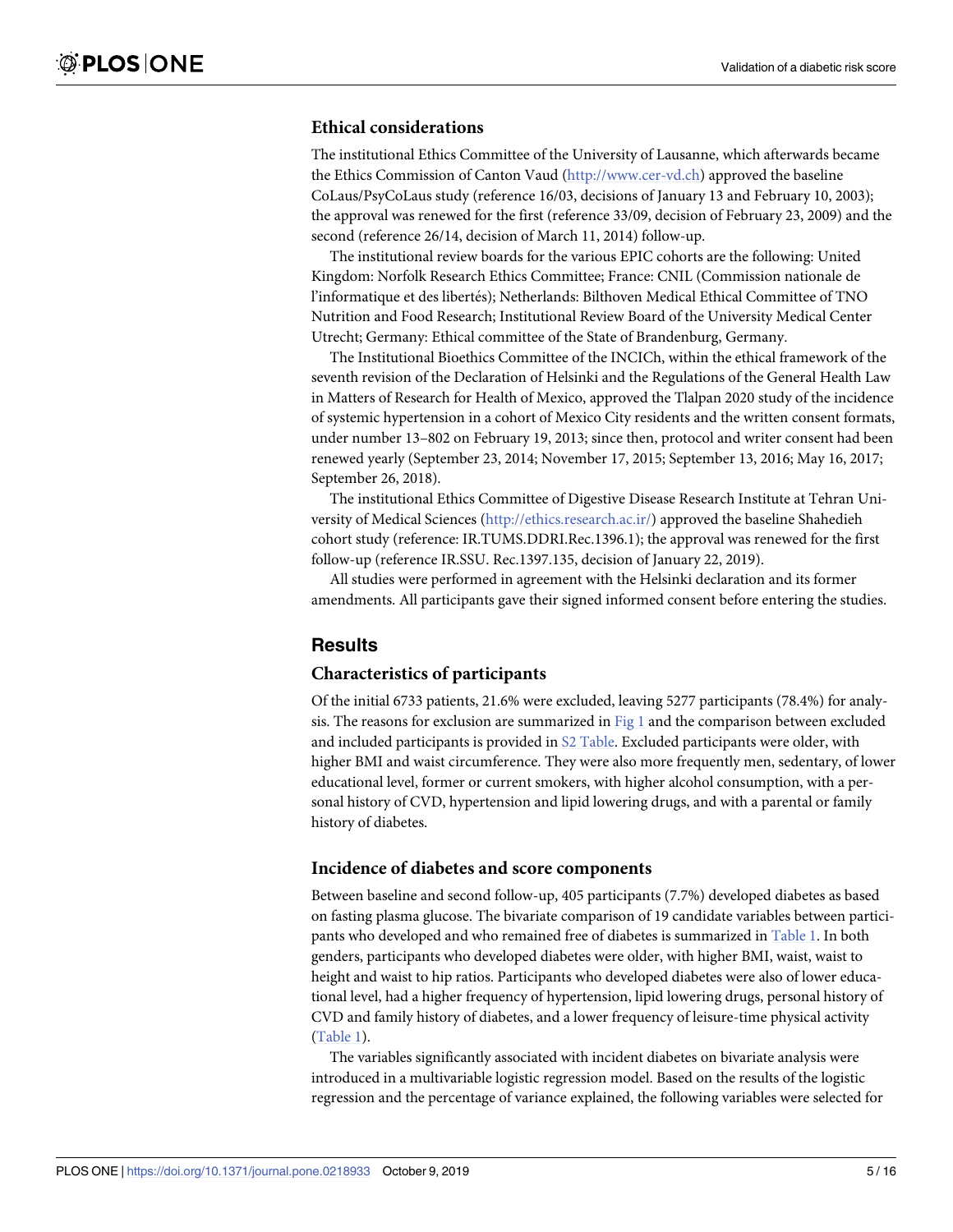### Ethical considerations

The institutional Ethics Committee of the University of Lausanne, which afterwards became the Ethics Commission of Canton Vaud (http://www.cer-vd.ch) approved the baseline CoLaus/PsyCoLaus study (reference 16/03, decisions of January 13 and February 10, 2003); the approval was renewed for the first (reference 33/09, decision of February 23, 2009) and the second (reference 26/14, decision of March 11, 2014) follow-up.

The institutional review boards for the various EPIC cohorts are the following: United Kingdom: Norfolk Research Ethics Committee; France: CNIL (Commission nationale de l'informatique et des libertés); Netherlands: Bilthoven Medical Ethical Committee of TNO Nutrition and Food Research; Institutional Review Board of the University Medical Center Utrecht; Germany: Ethical committee of the State of Brandenburg, Germany.

The Institutional Bioethics Committee of the INCICh, within the ethical framework of the seventh revision of the Declaration of Helsinki and the Regulations of the General Health Law in Matters of Research for Health of Mexico, approved the Tlalpan 2020 study of the incidence of systemic hypertension in a cohort of Mexico City residents and the written consent formats, under number 13–802 on February 19, 2013; since then, protocol and writer consent had been renewed yearly (September 23, 2014; November 17, 2015; September 13, 2016; May 16, 2017; September 26, 2018).

The institutional Ethics Committee of Digestive Disease Research Institute at Tehran University of Medical Sciences (http://ethics.research.ac.ir/) approved the baseline Shahedieh cohort study (reference: IR.TUMS.DDRI.Rec.1396.1); the approval was renewed for the first follow-up (reference IR.SSU. Rec.1397.135, decision of January 22, 2019).

All studies were performed in agreement with the Helsinki declaration and its former amendments. All participants gave their signed informed consent before entering the studies.

## Results

### Characteristics of participants

Of the initial 6733 patients, 21.6% were excluded, leaving 5277 participants (78.4%) for analysis. The reasons for exclusion are summarized in Fig 1 and the comparison between excluded and included participants is provided in S2 Table. Excluded participants were older, with higher BMI and waist circumference. They were also more frequently men, sedentary, of lower educational level, former or current smokers, with higher alcohol consumption, with a personal history of CVD, hypertension and lipid lowering drugs, and with a parental or family history of diabetes.

### Incidence of diabetes and score components

Between baseline and second follow-up, 405 participants (7.7%) developed diabetes as based on fasting plasma glucose. The bivariate comparison of 19 candidate variables between participants who developed and who remained free of diabetes is summarized in Table 1. In both genders, participants who developed diabetes were older, with higher BMI, waist, waist to height and waist to hip ratios. Participants who developed diabetes were also of lower educational level, had a higher frequency of hypertension, lipid lowering drugs, personal history of CVD and family history of diabetes, and a lower frequency of leisure-time physical activity (Table 1).

The variables significantly associated with incident diabetes on bivariate analysis were introduced in a multivariable logistic regression model. Based on the results of the logistic regression and the percentage of variance explained, the following variables were selected for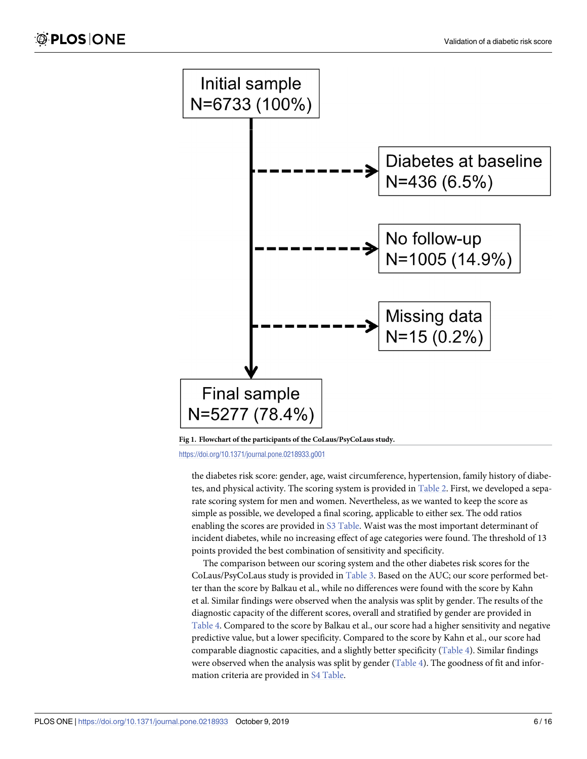Initial sample
N=6733 (100%)

Diabetes at baseline
N=436 (6.5%)

No follow-up
N=1005 (14.9%)

Missing data
N=15 (0.2%)

Final sample
N=5277 (78.4%)

**Fig 1. Flowchart of the participants of the CoLaus/PsyCoLaus study.**

https://doi.org/10.1371/journal.pone.0218933.g001

the diabetes risk score: gender, age, waist circumference, hypertension, family history of diabetes, and physical activity. The scoring system is provided in Table 2. First, we developed a separate scoring system for men and women. Nevertheless, as we wanted to keep the score as simple as possible, we developed a final scoring, applicable to either sex. The odd ratios enabling the scores are provided in S3 Table. Waist was the most important determinant of incident diabetes, while no increasing effect of age categories were found. The threshold of 13 points provided the best combination of sensitivity and specificity.

The comparison between our scoring system and the other diabetes risk scores for the CoLaus/PsyCoLaus study is provided in Table 3. Based on the AUC; our score performed better than the score by Balkau et al., while no differences were found with the score by Kahn et al. Similar findings were observed when the analysis was split by gender. The results of the diagnostic capacity of the different scores, overall and stratified by gender are provided in Table 4. Compared to the score by Balkau et al., our score had a higher sensitivity and negative predictive value, but a lower specificity. Compared to the score by Kahn et al., our score had comparable diagnostic capacities, and a slightly better specificity (Table 4). Similar findings were observed when the analysis was split by gender (Table 4). The goodness of fit and information criteria are provided in S4 Table.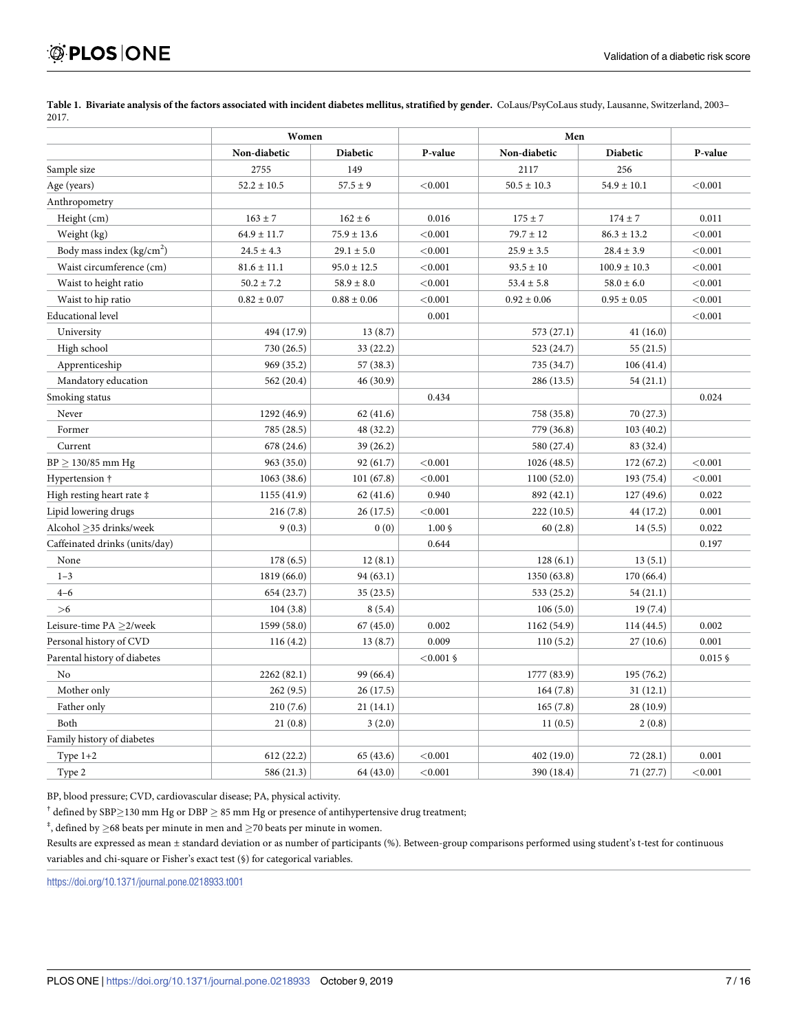**Table 1. Bivariate analysis of the factors associated with incident diabetes mellitus, stratified by gender.** CoLaus/PsyCoLaus study, Lausanne, Switzerland, 2003–2017.

| | Women | | | Men | | |
|---|---|---|---|---|---|---|
| | Non-diabetic | Diabetic | P-value | Non-diabetic | Diabetic | P-value |
| Sample size | 2755 | 149 | | 2117 | 256 | |
| Age (years) | 52.2 ± 10.5 | 57.5 ± 9 | <0.001 | 50.5 ± 10.3 | 54.9 ± 10.1 | <0.001 |
| Anthropometry | | | | | | |
| Height (cm) | 163 ± 7 | 162 ± 6 | 0.016 | 175 ± 7 | 174 ± 7 | 0.011 |
| Weight (kg) | 64.9 ± 11.7 | 75.9 ± 13.6 | <0.001 | 79.7 ± 12 | 86.3 ± 13.2 | <0.001 |
| Body mass index ($kg/cm^2$) | 24.5 ± 4.3 | 29.1 ± 5.0 | <0.001 | 25.9 ± 3.5 | 28.4 ± 3.9 | <0.001 |
| Waist circumference (cm) | 81.6 ± 11.1 | 95.0 ± 12.5 | <0.001 | 93.5 ± 10 | 100.9 ± 10.3 | <0.001 |
| Waist to height ratio | 50.2 ± 7.2 | 58.9 ± 8.0 | <0.001 | 53.4 ± 5.8 | 58.0 ± 6.0 | <0.001 |
| Waist to hip ratio | 0.82 ± 0.07 | 0.88 ± 0.06 | <0.001 | 0.92 ± 0.06 | 0.95 ± 0.05 | <0.001 |
| Educational level | | | 0.001 | | | <0.001 |
| University | 494 (17.9) | 13 (8.7) | | 573 (27.1) | 41 (16.0) | |
| High school | 730 (26.5) | 33 (22.2) | | 523 (24.7) | 55 (21.5) | |
| Apprenticeship | 969 (35.2) | 57 (38.3) | | 735 (34.7) | 106 (41.4) | |
| Mandatory education | 562 (20.4) | 46 (30.9) | | 286 (13.5) | 54 (21.1) | |
| Smoking status | | | 0.434 | | | 0.024 |
| Never | 1292 (46.9) | 62 (41.6) | | 758 (35.8) | 70 (27.3) | |
| Former | 785 (28.5) | 48 (32.2) | | 779 (36.8) | 103 (40.2) | |
| Current | 678 (24.6) | 39 (26.2) | | 580 (27.4) | 83 (32.4) | |
| BP ≥ 130/85 mm Hg | 963 (35.0) | 92 (61.7) | <0.001 | 1026 (48.5) | 172 (67.2) | <0.001 |
| Hypertension † | 1063 (38.6) | 101 (67.8) | <0.001 | 1100 (52.0) | 193 (75.4) | <0.001 |
| High resting heart rate ‡ | 1155 (41.9) | 62 (41.6) | 0.940 | 892 (42.1) | 127 (49.6) | 0.022 |
| Lipid lowering drugs | 216 (7.8) | 26 (17.5) | <0.001 | 222 (10.5) | 44 (17.2) | 0.001 |
| Alcohol ≥35 drinks/week | 9 (0.3) | 0 (0) | 1.00 § | 60 (2.8) | 14 (5.5) | 0.022 |
| Caffeinated drinks (units/day) | | | 0.644 | | | 0.197 |
| None | 178 (6.5) | 12 (8.1) | | 128 (6.1) | 13 (5.1) | |
| 1–3 | 1819 (66.0) | 94 (63.1) | | 1350 (63.8) | 170 (66.4) | |
| 4–6 | 654 (23.7) | 35 (23.5) | | 533 (25.2) | 54 (21.1) | |
| >6 | 104 (3.8) | 8 (5.4) | | 106 (5.0) | 19 (7.4) | |
| Leisure-time PA ≥2/week | 1599 (58.0) | 67 (45.0) | 0.002 | 1162 (54.9) | 114 (44.5) | 0.002 |
| Personal history of CVD | 116 (4.2) | 13 (8.7) | 0.009 | 110 (5.2) | 27 (10.6) | 0.001 |
| Parental history of diabetes | | | <0.001 § | | | 0.015 § |
| No | 2262 (82.1) | 99 (66.4) | | 1777 (83.9) | 195 (76.2) | |
| Mother only | 262 (9.5) | 26 (17.5) | | 164 (7.8) | 31 (12.1) | |
| Father only | 210 (7.6) | 21 (14.1) | | 165 (7.8) | 28 (10.9) | |
| Both | 21 (0.8) | 3 (2.0) | | 11 (0.5) | 2 (0.8) | |
| Family history of diabetes | | | | | | |
| Type 1+2 | 612 (22.2) | 65 (43.6) | <0.001 | 402 (19.0) | 72 (28.1) | 0.001 |
| Type 2 | 586 (21.3) | 64 (43.0) | <0.001 | 390 (18.4) | 71 (27.7) | <0.001 |

BP, blood pressure; CVD, cardiovascular disease; PA, physical activity.

† defined by SBP≥130 mm Hg or DBP ≥ 85 mm Hg or presence of antihypertensive drug treatment;

‡, defined by ≥68 beats per minute in men and ≥70 beats per minute in women.

Results are expressed as mean ± standard deviation or as number of participants (%). Between-group comparisons performed using student's t-test for continuous variables and chi-square or Fisher's exact test (§) for categorical variables.

https://doi.org/10.1371/journal.pone.0218933.t001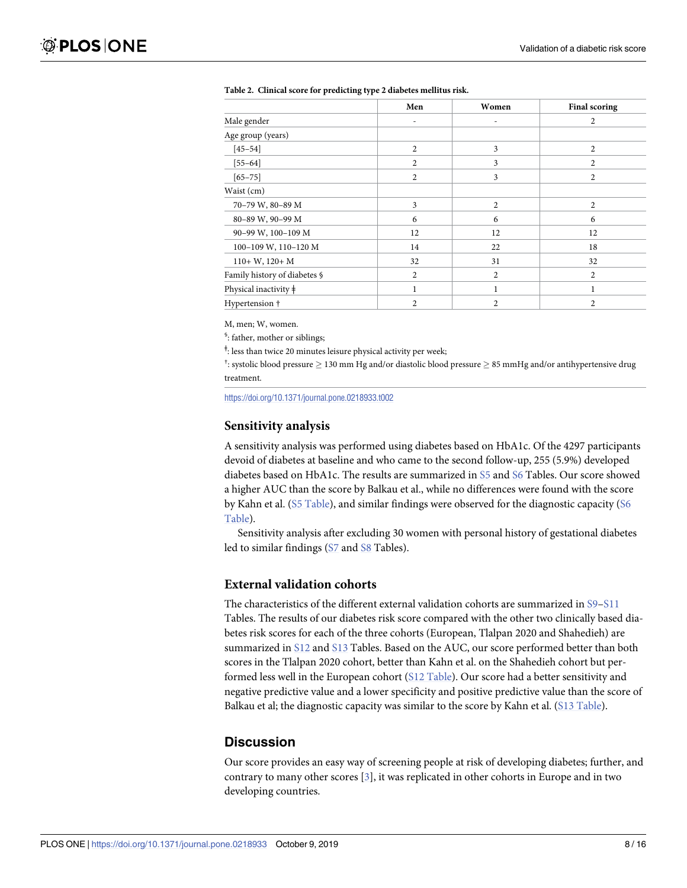**Table 2. Clinical score for predicting type 2 diabetes mellitus risk.**

| | Men | Women | Final scoring |
|---|---|---|---|
| Male gender | - | - | 2 |
| Age group (years) | | | |
| [45–54] | 2 | 3 | 2 |
| [55–64] | 2 | 3 | 2 |
| [65–75] | 2 | 3 | 2 |
| Waist (cm) | | | |
| 70–79 W, 80–89 M | 3 | 2 | 2 |
| 80–89 W, 90–99 M | 6 | 6 | 6 |
| 90–99 W, 100–109 M | 12 | 12 | 12 |
| 100–109 W, 110–120 M | 14 | 22 | 18 |
| 110+ W, 120+ M | 32 | 31 | 32 |
| Family history of diabetes § | 2 | 2 | 2 |
| Physical inactivity ǂ | 1 | 1 | 1 |
| Hypertension † | 2 | 2 | 2 |

M, men; W, women.

§: father, mother or siblings;

ǂ: less than twice 20 minutes leisure physical activity per week;

†: systolic blood pressure ≥ 130 mm Hg and/or diastolic blood pressure ≥ 85 mmHg and/or antihypertensive drug treatment.

https://doi.org/10.1371/journal.pone.0218933.t002

### Sensitivity analysis

A sensitivity analysis was performed using diabetes based on HbA1c. Of the 4297 participants devoid of diabetes at baseline and who came to the second follow-up, 255 (5.9%) developed diabetes based on HbA1c. The results are summarized in S5 and S6 Tables. Our score showed a higher AUC than the score by Balkau et al., while no differences were found with the score by Kahn et al. (S5 Table), and similar findings were observed for the diagnostic capacity (S6 Table).

Sensitivity analysis after excluding 30 women with personal history of gestational diabetes led to similar findings (S7 and S8 Tables).

### External validation cohorts

The characteristics of the different external validation cohorts are summarized in S9–S11 Tables. The results of our diabetes risk score compared with the other two clinically based diabetes risk scores for each of the three cohorts (European, Tlalpan 2020 and Shahedieh) are summarized in S12 and S13 Tables. Based on the AUC, our score performed better than both scores in the Tlalpan 2020 cohort, better than Kahn et al. on the Shahedieh cohort but performed less well in the European cohort (S12 Table). Our score had a better sensitivity and negative predictive value and a lower specificity and positive predictive value than the score of Balkau et al; the diagnostic capacity was similar to the score by Kahn et al. (S13 Table).

## Discussion

Our score provides an easy way of screening people at risk of developing diabetes; further, and contrary to many other scores [3], it was replicated in other cohorts in Europe and in two developing countries.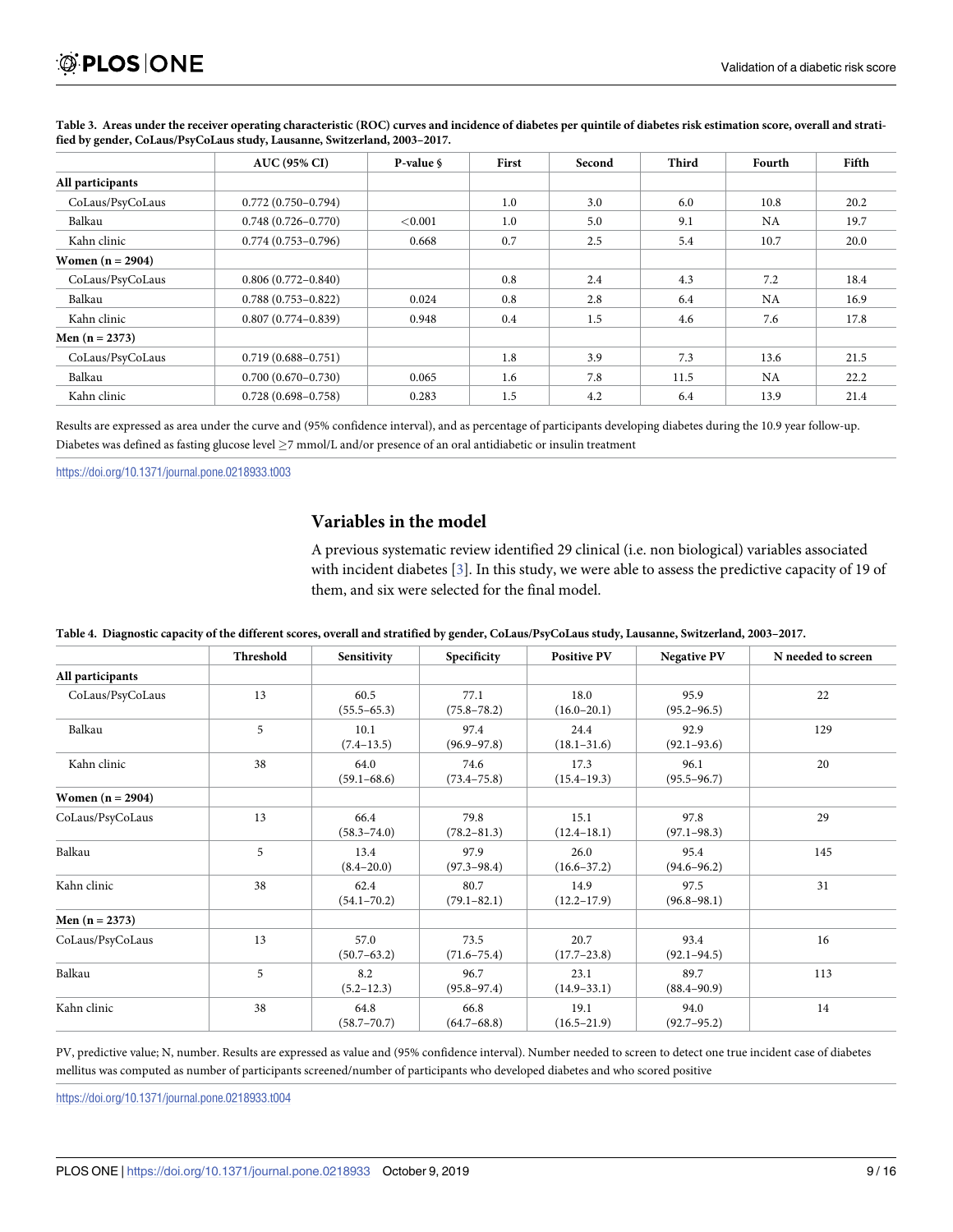**Table 3. Areas under the receiver operating characteristic (ROC) curves and incidence of diabetes per quintile of diabetes risk estimation score, overall and stratified by gender, CoLaus/PsyCoLaus study, Lausanne, Switzerland, 2003–2017.**

| | AUC (95% CI) | P-value § | First | Second | Third | Fourth | Fifth |
|---|---|---|---|---|---|---|---|
| **All participants** | | | | | | | |
| CoLaus/PsyCoLaus | 0.772 (0.750–0.794) | | 1.0 | 3.0 | 6.0 | 10.8 | 20.2 |
| Balkau | 0.748 (0.726–0.770) | <0.001 | 1.0 | 5.0 | 9.1 | NA | 19.7 |
| Kahn clinic | 0.774 (0.753–0.796) | 0.668 | 0.7 | 2.5 | 5.4 | 10.7 | 20.0 |
| **Women (n = 2904)** | | | | | | | |
| CoLaus/PsyCoLaus | 0.806 (0.772–0.840) | | 0.8 | 2.4 | 4.3 | 7.2 | 18.4 |
| Balkau | 0.788 (0.753–0.822) | 0.024 | 0.8 | 2.8 | 6.4 | NA | 16.9 |
| Kahn clinic | 0.807 (0.774–0.839) | 0.948 | 0.4 | 1.5 | 4.6 | 7.6 | 17.8 |
| **Men (n = 2373)** | | | | | | | |
| CoLaus/PsyCoLaus | 0.719 (0.688–0.751) | | 1.8 | 3.9 | 7.3 | 13.6 | 21.5 |
| Balkau | 0.700 (0.670–0.730) | 0.065 | 1.6 | 7.8 | 11.5 | NA | 22.2 |
| Kahn clinic | 0.728 (0.698–0.758) | 0.283 | 1.5 | 4.2 | 6.4 | 13.9 | 21.4 |

Results are expressed as area under the curve and (95% confidence interval), and as percentage of participants developing diabetes during the 10.9 year follow-up.
Diabetes was defined as fasting glucose level ≥7 mmol/L and/or presence of an oral antidiabetic or insulin treatment

https://doi.org/10.1371/journal.pone.0218933.t003

## Variables in the model

A previous systematic review identified 29 clinical (i.e. non biological) variables associated with incident diabetes [3]. In this study, we were able to assess the predictive capacity of 19 of them, and six were selected for the final model.

**Table 4. Diagnostic capacity of the different scores, overall and stratified by gender, CoLaus/PsyCoLaus study, Lausanne, Switzerland, 2003–2017.**

| | Threshold | Sensitivity | Specificity | Positive PV | Negative PV | N needed to screen |
|---|---|---|---|---|---|---|
| **All participants** | | | | | | |
| CoLaus/PsyCoLaus | 13 | 60.5 (55.5–65.3) | 77.1 (75.8–78.2) | 18.0 (16.0–20.1) | 95.9 (95.2–96.5) | 22 |
| Balkau | 5 | 10.1 (7.4–13.5) | 97.4 (96.9–97.8) | 24.4 (18.1–31.6) | 92.9 (92.1–93.6) | 129 |
| Kahn clinic | 38 | 64.0 (59.1–68.6) | 74.6 (73.4–75.8) | 17.3 (15.4–19.3) | 96.1 (95.5–96.7) | 20 |
| **Women (n = 2904)** | | | | | | |
| CoLaus/PsyCoLaus | 13 | 66.4 (58.3–74.0) | 79.8 (78.2–81.3) | 15.1 (12.4–18.1) | 97.8 (97.1–98.3) | 29 |
| Balkau | 5 | 13.4 (8.4–20.0) | 97.9 (97.3–98.4) | 26.0 (16.6–37.2) | 95.4 (94.6–96.2) | 145 |
| Kahn clinic | 38 | 62.4 (54.1–70.2) | 80.7 (79.1–82.1) | 14.9 (12.2–17.9) | 97.5 (96.8–98.1) | 31 |
| **Men (n = 2373)** | | | | | | |
| CoLaus/PsyCoLaus | 13 | 57.0 (50.7–63.2) | 73.5 (71.6–75.4) | 20.7 (17.7–23.8) | 93.4 (92.1–94.5) | 16 |
| Balkau | 5 | 8.2 (5.2–12.3) | 96.7 (95.8–97.4) | 23.1 (14.9–33.1) | 89.7 (88.4–90.9) | 113 |
| Kahn clinic | 38 | 64.8 (58.7–70.7) | 66.8 (64.7–68.8) | 19.1 (16.5–21.9) | 94.0 (92.7–95.2) | 14 |

PV, predictive value; N, number. Results are expressed as value and (95% confidence interval). Number needed to screen to detect one true incident case of diabetes mellitus was computed as number of participants screened/number of participants who developed diabetes and who scored positive

https://doi.org/10.1371/journal.pone.0218933.t004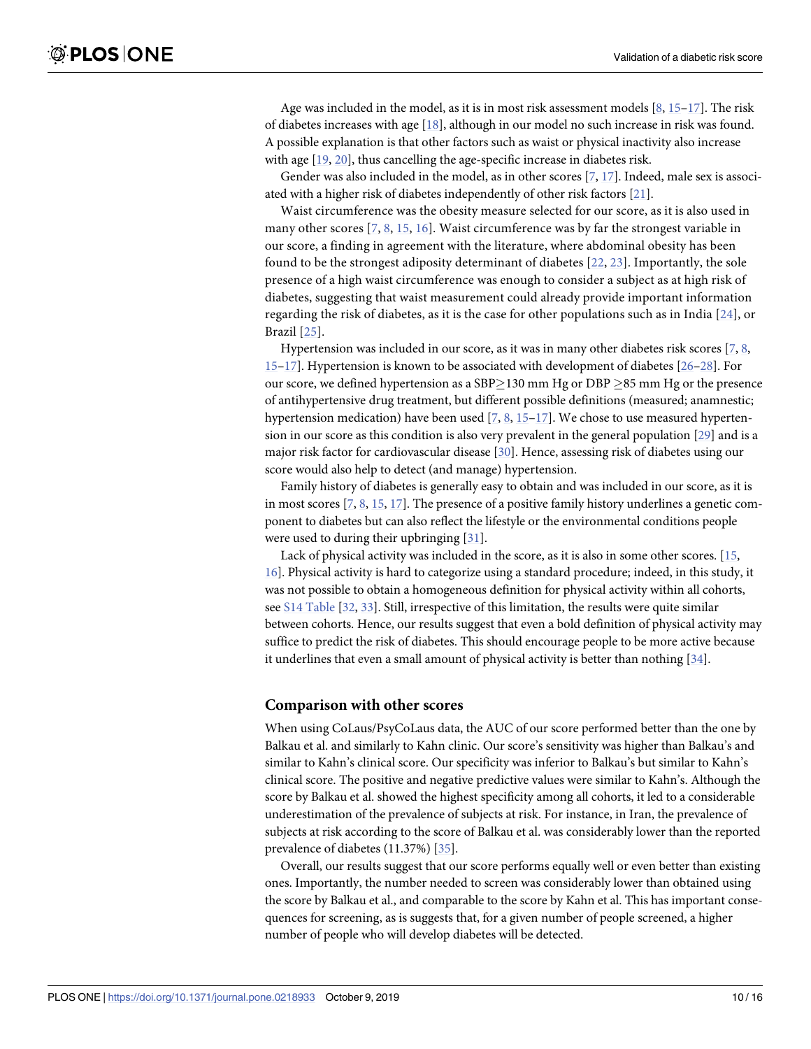Age was included in the model, as it is in most risk assessment models [8, 15–17]. The risk of diabetes increases with age [18], although in our model no such increase in risk was found. A possible explanation is that other factors such as waist or physical inactivity also increase with age [19, 20], thus cancelling the age-specific increase in diabetes risk.

Gender was also included in the model, as in other scores [7, 17]. Indeed, male sex is associated with a higher risk of diabetes independently of other risk factors [21].

Waist circumference was the obesity measure selected for our score, as it is also used in many other scores [7, 8, 15, 16]. Waist circumference was by far the strongest variable in our score, a finding in agreement with the literature, where abdominal obesity has been found to be the strongest adiposity determinant of diabetes [22, 23]. Importantly, the sole presence of a high waist circumference was enough to consider a subject as at high risk of diabetes, suggesting that waist measurement could already provide important information regarding the risk of diabetes, as it is the case for other populations such as in India [24], or Brazil [25].

Hypertension was included in our score, as it was in many other diabetes risk scores [7, 8, 15–17]. Hypertension is known to be associated with development of diabetes [26–28]. For our score, we defined hypertension as a SBP$\geq$130 mm Hg or DBP $\geq$85 mm Hg or the presence of antihypertensive drug treatment, but different possible definitions (measured; anamnestic; hypertension medication) have been used [7, 8, 15–17]. We chose to use measured hypertension in our score as this condition is also very prevalent in the general population [29] and is a major risk factor for cardiovascular disease [30]. Hence, assessing risk of diabetes using our score would also help to detect (and manage) hypertension.

Family history of diabetes is generally easy to obtain and was included in our score, as it is in most scores [7, 8, 15, 17]. The presence of a positive family history underlines a genetic component to diabetes but can also reflect the lifestyle or the environmental conditions people were used to during their upbringing [31].

Lack of physical activity was included in the score, as it is also in some other scores. [15, 16]. Physical activity is hard to categorize using a standard procedure; indeed, in this study, it was not possible to obtain a homogeneous definition for physical activity within all cohorts, see S14 Table [32, 33]. Still, irrespective of this limitation, the results were quite similar between cohorts. Hence, our results suggest that even a bold definition of physical activity may suffice to predict the risk of diabetes. This should encourage people to be more active because it underlines that even a small amount of physical activity is better than nothing [34].

### Comparison with other scores

When using CoLaus/PsyCoLaus data, the AUC of our score performed better than the one by Balkau et al. and similarly to Kahn clinic. Our score's sensitivity was higher than Balkau's and similar to Kahn's clinical score. Our specificity was inferior to Balkau's but similar to Kahn's clinical score. The positive and negative predictive values were similar to Kahn's. Although the score by Balkau et al. showed the highest specificity among all cohorts, it led to a considerable underestimation of the prevalence of subjects at risk. For instance, in Iran, the prevalence of subjects at risk according to the score of Balkau et al. was considerably lower than the reported prevalence of diabetes (11.37%) [35].

Overall, our results suggest that our score performs equally well or even better than existing ones. Importantly, the number needed to screen was considerably lower than obtained using the score by Balkau et al., and comparable to the score by Kahn et al. This has important consequences for screening, as is suggests that, for a given number of people screened, a higher number of people who will develop diabetes will be detected.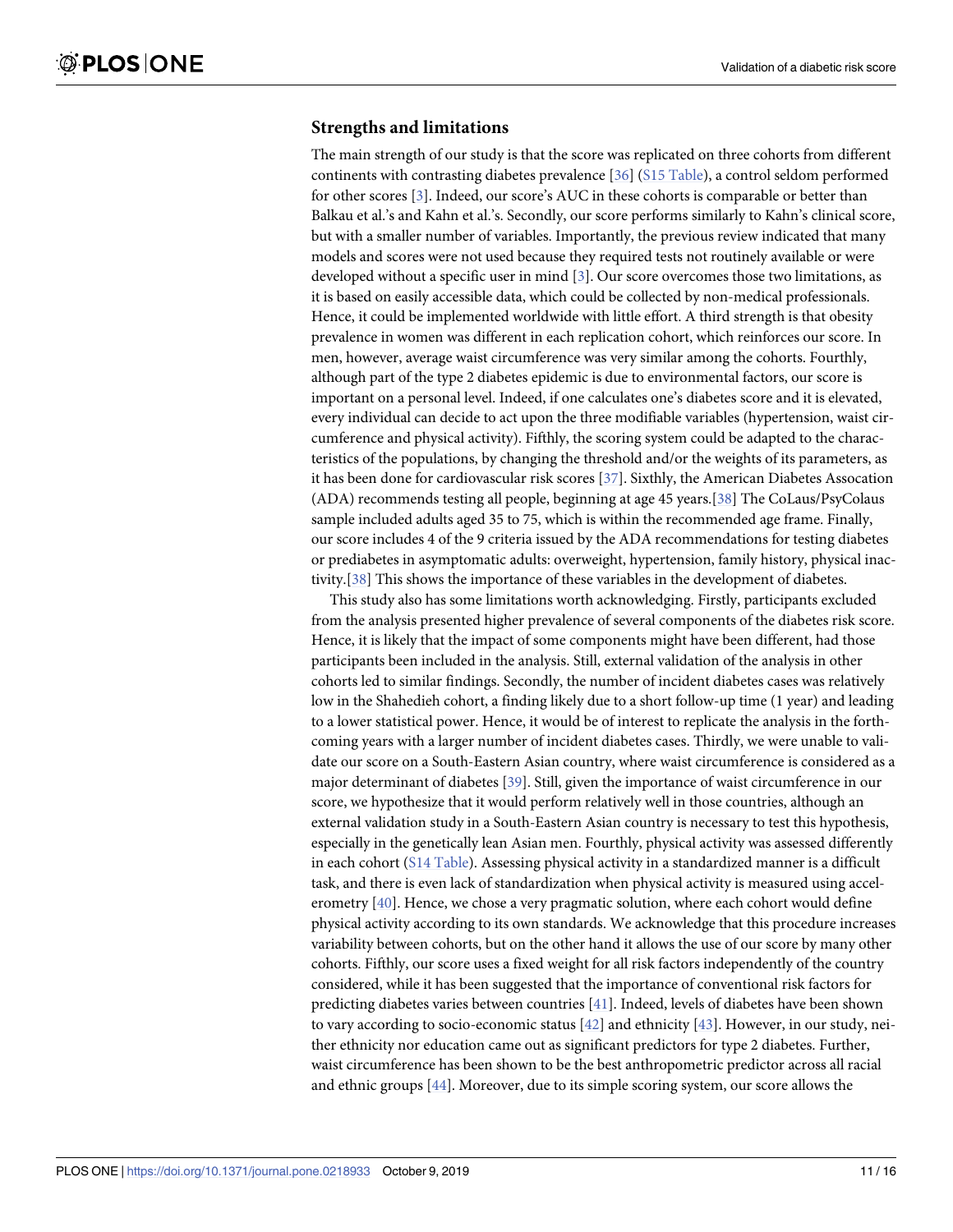## Strengths and limitations

The main strength of our study is that the score was replicated on three cohorts from different continents with contrasting diabetes prevalence [36] (S15 Table), a control seldom performed for other scores [3]. Indeed, our score's AUC in these cohorts is comparable or better than Balkau et al.'s and Kahn et al.'s. Secondly, our score performs similarly to Kahn's clinical score, but with a smaller number of variables. Importantly, the previous review indicated that many models and scores were not used because they required tests not routinely available or were developed without a specific user in mind [3]. Our score overcomes those two limitations, as it is based on easily accessible data, which could be collected by non-medical professionals. Hence, it could be implemented worldwide with little effort. A third strength is that obesity prevalence in women was different in each replication cohort, which reinforces our score. In men, however, average waist circumference was very similar among the cohorts. Fourthly, although part of the type 2 diabetes epidemic is due to environmental factors, our score is important on a personal level. Indeed, if one calculates one's diabetes score and it is elevated, every individual can decide to act upon the three modifiable variables (hypertension, waist circumference and physical activity). Fifthly, the scoring system could be adapted to the characteristics of the populations, by changing the threshold and/or the weights of its parameters, as it has been done for cardiovascular risk scores [37]. Sixthly, the American Diabetes Assocation (ADA) recommends testing all people, beginning at age 45 years.[38] The CoLaus/PsyColaus sample included adults aged 35 to 75, which is within the recommended age frame. Finally, our score includes 4 of the 9 criteria issued by the ADA recommendations for testing diabetes or prediabetes in asymptomatic adults: overweight, hypertension, family history, physical inactivity.[38] This shows the importance of these variables in the development of diabetes.

This study also has some limitations worth acknowledging. Firstly, participants excluded from the analysis presented higher prevalence of several components of the diabetes risk score. Hence, it is likely that the impact of some components might have been different, had those participants been included in the analysis. Still, external validation of the analysis in other cohorts led to similar findings. Secondly, the number of incident diabetes cases was relatively low in the Shahedieh cohort, a finding likely due to a short follow-up time (1 year) and leading to a lower statistical power. Hence, it would be of interest to replicate the analysis in the forthcoming years with a larger number of incident diabetes cases. Thirdly, we were unable to validate our score on a South-Eastern Asian country, where waist circumference is considered as a major determinant of diabetes [39]. Still, given the importance of waist circumference in our score, we hypothesize that it would perform relatively well in those countries, although an external validation study in a South-Eastern Asian country is necessary to test this hypothesis, especially in the genetically lean Asian men. Fourthly, physical activity was assessed differently in each cohort (S14 Table). Assessing physical activity in a standardized manner is a difficult task, and there is even lack of standardization when physical activity is measured using accelerometry [40]. Hence, we chose a very pragmatic solution, where each cohort would define physical activity according to its own standards. We acknowledge that this procedure increases variability between cohorts, but on the other hand it allows the use of our score by many other cohorts. Fifthly, our score uses a fixed weight for all risk factors independently of the country considered, while it has been suggested that the importance of conventional risk factors for predicting diabetes varies between countries [41]. Indeed, levels of diabetes have been shown to vary according to socio-economic status [42] and ethnicity [43]. However, in our study, neither ethnicity nor education came out as significant predictors for type 2 diabetes. Further, waist circumference has been shown to be the best anthropometric predictor across all racial and ethnic groups [44]. Moreover, due to its simple scoring system, our score allows the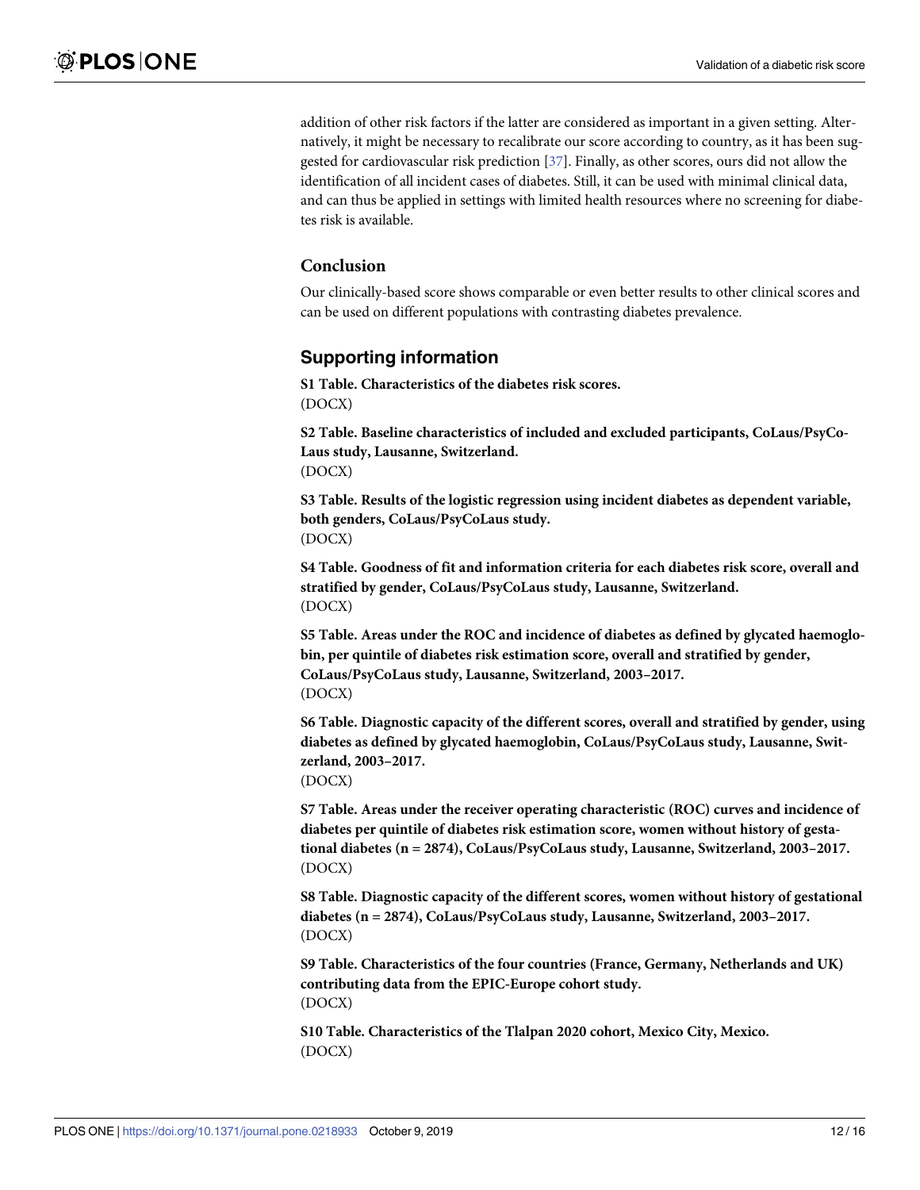addition of other risk factors if the latter are considered as important in a given setting. Alternatively, it might be necessary to recalibrate our score according to country, as it has been suggested for cardiovascular risk prediction [37]. Finally, as other scores, ours did not allow the identification of all incident cases of diabetes. Still, it can be used with minimal clinical data, and can thus be applied in settings with limited health resources where no screening for diabetes risk is available.

## Conclusion

Our clinically-based score shows comparable or even better results to other clinical scores and can be used on different populations with contrasting diabetes prevalence.

## Supporting information

**S1 Table. Characteristics of the diabetes risk scores.**
(DOCX)

**S2 Table. Baseline characteristics of included and excluded participants, CoLaus/PsyCoLaus study, Lausanne, Switzerland.**
(DOCX)

**S3 Table. Results of the logistic regression using incident diabetes as dependent variable, both genders, CoLaus/PsyCoLaus study.**
(DOCX)

**S4 Table. Goodness of fit and information criteria for each diabetes risk score, overall and stratified by gender, CoLaus/PsyCoLaus study, Lausanne, Switzerland.**
(DOCX)

**S5 Table. Areas under the ROC and incidence of diabetes as defined by glycated haemoglobin, per quintile of diabetes risk estimation score, overall and stratified by gender, CoLaus/PsyCoLaus study, Lausanne, Switzerland, 2003–2017.**
(DOCX)

**S6 Table. Diagnostic capacity of the different scores, overall and stratified by gender, using diabetes as defined by glycated haemoglobin, CoLaus/PsyCoLaus study, Lausanne, Switzerland, 2003–2017.**
(DOCX)

**S7 Table. Areas under the receiver operating characteristic (ROC) curves and incidence of diabetes per quintile of diabetes risk estimation score, women without history of gestational diabetes (n = 2874), CoLaus/PsyCoLaus study, Lausanne, Switzerland, 2003–2017.**
(DOCX)

**S8 Table. Diagnostic capacity of the different scores, women without history of gestational diabetes (n = 2874), CoLaus/PsyCoLaus study, Lausanne, Switzerland, 2003–2017.**
(DOCX)

**S9 Table. Characteristics of the four countries (France, Germany, Netherlands and UK) contributing data from the EPIC-Europe cohort study.**
(DOCX)

**S10 Table. Characteristics of the Tlalpan 2020 cohort, Mexico City, Mexico.**
(DOCX)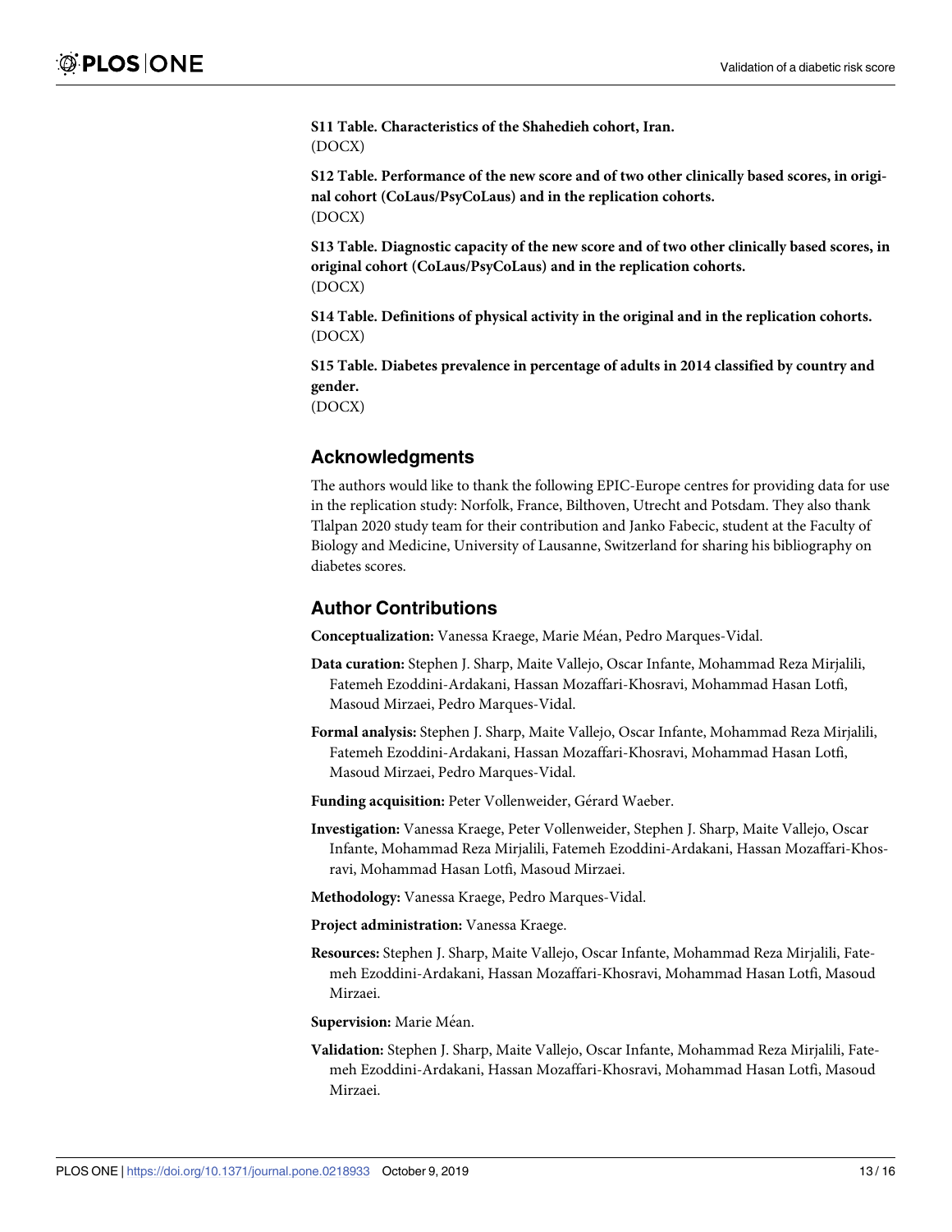**S11 Table. Characteristics of the Shahedieh cohort, Iran.**
(DOCX)

**S12 Table. Performance of the new score and of two other clinically based scores, in original cohort (CoLaus/PsyCoLaus) and in the replication cohorts.**
(DOCX)

**S13 Table. Diagnostic capacity of the new score and of two other clinically based scores, in original cohort (CoLaus/PsyCoLaus) and in the replication cohorts.**
(DOCX)

**S14 Table. Definitions of physical activity in the original and in the replication cohorts.**
(DOCX)

**S15 Table. Diabetes prevalence in percentage of adults in 2014 classified by country and gender.**
(DOCX)

## Acknowledgments

The authors would like to thank the following EPIC-Europe centres for providing data for use in the replication study: Norfolk, France, Bilthoven, Utrecht and Potsdam. They also thank Tlalpan 2020 study team for their contribution and Janko Fabecic, student at the Faculty of Biology and Medicine, University of Lausanne, Switzerland for sharing his bibliography on diabetes scores.

## Author Contributions

**Conceptualization:** Vanessa Kraege, Marie Méan, Pedro Marques-Vidal.

**Data curation:** Stephen J. Sharp, Maite Vallejo, Oscar Infante, Mohammad Reza Mirjalili, Fatemeh Ezoddini-Ardakani, Hassan Mozaffari-Khosravi, Mohammad Hasan Lotfi, Masoud Mirzaei, Pedro Marques-Vidal.

**Formal analysis:** Stephen J. Sharp, Maite Vallejo, Oscar Infante, Mohammad Reza Mirjalili, Fatemeh Ezoddini-Ardakani, Hassan Mozaffari-Khosravi, Mohammad Hasan Lotfi, Masoud Mirzaei, Pedro Marques-Vidal.

**Funding acquisition:** Peter Vollenweider, Gérard Waeber.

**Investigation:** Vanessa Kraege, Peter Vollenweider, Stephen J. Sharp, Maite Vallejo, Oscar Infante, Mohammad Reza Mirjalili, Fatemeh Ezoddini-Ardakani, Hassan Mozaffari-Khosravi, Mohammad Hasan Lotfi, Masoud Mirzaei.

**Methodology:** Vanessa Kraege, Pedro Marques-Vidal.

**Project administration:** Vanessa Kraege.

**Resources:** Stephen J. Sharp, Maite Vallejo, Oscar Infante, Mohammad Reza Mirjalili, Fatemeh Ezoddini-Ardakani, Hassan Mozaffari-Khosravi, Mohammad Hasan Lotfi, Masoud Mirzaei.

**Supervision:** Marie Méan.

**Validation:** Stephen J. Sharp, Maite Vallejo, Oscar Infante, Mohammad Reza Mirjalili, Fatemeh Ezoddini-Ardakani, Hassan Mozaffari-Khosravi, Mohammad Hasan Lotfi, Masoud Mirzaei.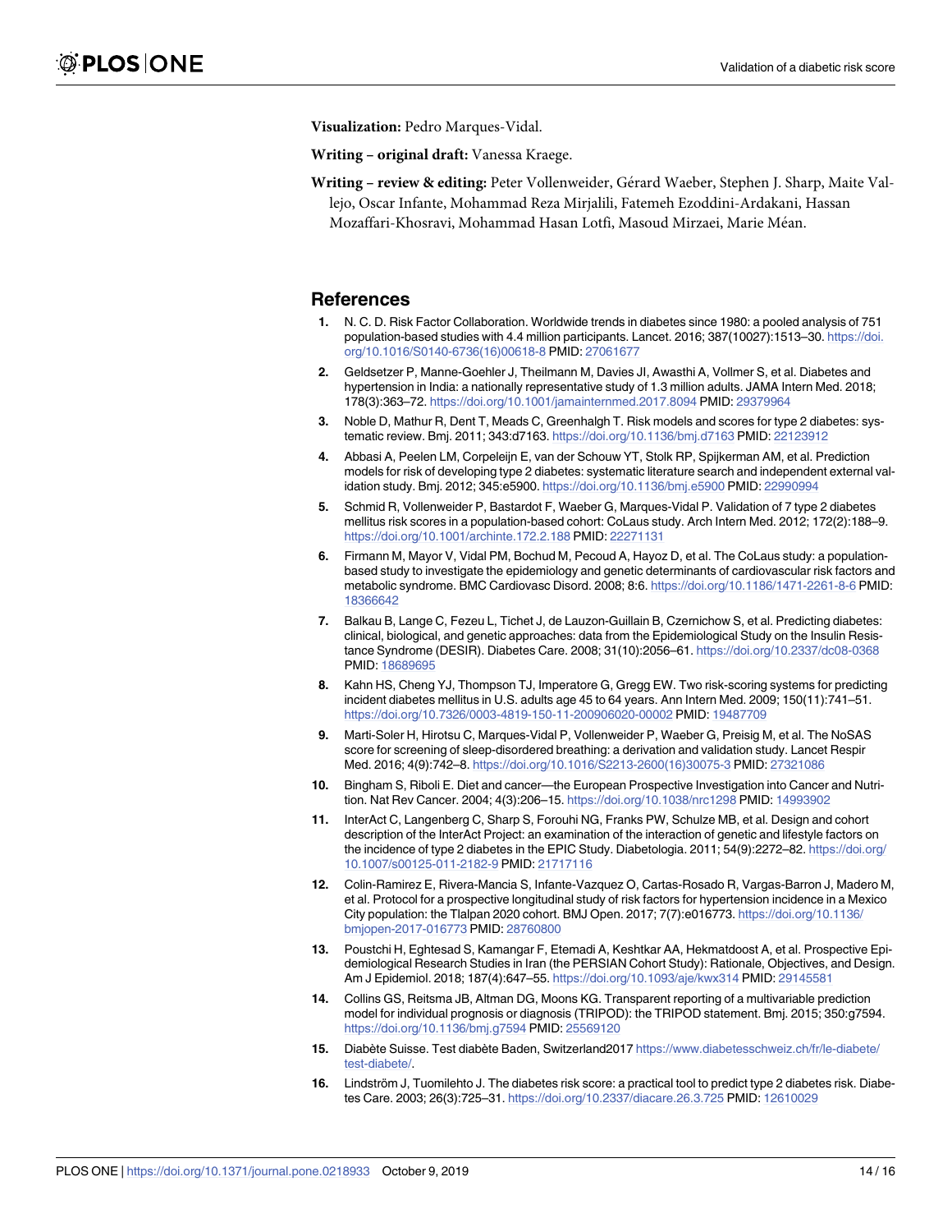**Visualization:** Pedro Marques-Vidal.

**Writing – original draft:** Vanessa Kraege.

**Writing – review & editing:** Peter Vollenweider, Gérard Waeber, Stephen J. Sharp, Maite Vallejo, Oscar Infante, Mohammad Reza Mirjalili, Fatemeh Ezoddini-Ardakani, Hassan Mozaffari-Khosravi, Mohammad Hasan Lotfi, Masoud Mirzaei, Marie Méan.

## References

1. N. C. D. Risk Factor Collaboration. Worldwide trends in diabetes since 1980: a pooled analysis of 751 population-based studies with 4.4 million participants. Lancet. 2016; 387(10027):1513–30. https://doi.org/10.1016/S0140-6736(16)00618-8 PMID: 27061677
2. Geldsetzer P, Manne-Goehler J, Theilmann M, Davies JI, Awasthi A, Vollmer S, et al. Diabetes and hypertension in India: a nationally representative study of 1.3 million adults. JAMA Intern Med. 2018; 178(3):363–72. https://doi.org/10.1001/jamainternmed.2017.8094 PMID: 29379964
3. Noble D, Mathur R, Dent T, Meads C, Greenhalgh T. Risk models and scores for type 2 diabetes: systematic review. Bmj. 2011; 343:d7163. https://doi.org/10.1136/bmj.d7163 PMID: 22123912
4. Abbasi A, Peelen LM, Corpeleijn E, van der Schouw YT, Stolk RP, Spijkerman AM, et al. Prediction models for risk of developing type 2 diabetes: systematic literature search and independent external validation study. Bmj. 2012; 345:e5900. https://doi.org/10.1136/bmj.e5900 PMID: 22990994
5. Schmid R, Vollenweider P, Bastardot F, Waeber G, Marques-Vidal P. Validation of 7 type 2 diabetes mellitus risk scores in a population-based cohort: CoLaus study. Arch Intern Med. 2012; 172(2):188–9. https://doi.org/10.1001/archinte.172.2.188 PMID: 22271131
6. Firmann M, Mayor V, Vidal PM, Bochud M, Pecoud A, Hayoz D, et al. The CoLaus study: a population-based study to investigate the epidemiology and genetic determinants of cardiovascular risk factors and metabolic syndrome. BMC Cardiovasc Disord. 2008; 8:6. https://doi.org/10.1186/1471-2261-8-6 PMID: 18366642
7. Balkau B, Lange C, Fezeu L, Tichet J, de Lauzon-Guillain B, Czernichow S, et al. Predicting diabetes: clinical, biological, and genetic approaches: data from the Epidemiological Study on the Insulin Resistance Syndrome (DESIR). Diabetes Care. 2008; 31(10):2056–61. https://doi.org/10.2337/dc08-0368 PMID: 18689695
8. Kahn HS, Cheng YJ, Thompson TJ, Imperatore G, Gregg EW. Two risk-scoring systems for predicting incident diabetes mellitus in U.S. adults age 45 to 64 years. Ann Intern Med. 2009; 150(11):741–51. https://doi.org/10.7326/0003-4819-150-11-200906020-00002 PMID: 19487709
9. Marti-Soler H, Hirotsu C, Marques-Vidal P, Vollenweider P, Waeber G, Preisig M, et al. The NoSAS score for screening of sleep-disordered breathing: a derivation and validation study. Lancet Respir Med. 2016; 4(9):742–8. https://doi.org/10.1016/S2213-2600(16)30075-3 PMID: 27321086
10. Bingham S, Riboli E. Diet and cancer—the European Prospective Investigation into Cancer and Nutrition. Nat Rev Cancer. 2004; 4(3):206–15. https://doi.org/10.1038/nrc1298 PMID: 14993902
11. InterAct C, Langenberg C, Sharp S, Forouhi NG, Franks PW, Schulze MB, et al. Design and cohort description of the InterAct Project: an examination of the interaction of genetic and lifestyle factors on the incidence of type 2 diabetes in the EPIC Study. Diabetologia. 2011; 54(9):2272–82. https://doi.org/10.1007/s00125-011-2182-9 PMID: 21717116
12. Colin-Ramirez E, Rivera-Mancia S, Infante-Vazquez O, Cartas-Rosado R, Vargas-Barron J, Madero M, et al. Protocol for a prospective longitudinal study of risk factors for hypertension incidence in a Mexico City population: the Tlalpan 2020 cohort. BMJ Open. 2017; 7(7):e016773. https://doi.org/10.1136/bmjopen-2017-016773 PMID: 28760800
13. Poustchi H, Eghtesad S, Kamangar F, Etemadi A, Keshtkar AA, Hekmatdoost A, et al. Prospective Epidemiological Research Studies in Iran (the PERSIAN Cohort Study): Rationale, Objectives, and Design. Am J Epidemiol. 2018; 187(4):647–55. https://doi.org/10.1093/aje/kwx314 PMID: 29145581
14. Collins GS, Reitsma JB, Altman DG, Moons KG. Transparent reporting of a multivariable prediction model for individual prognosis or diagnosis (TRIPOD): the TRIPOD statement. Bmj. 2015; 350:g7594. https://doi.org/10.1136/bmj.g7594 PMID: 25569120
15. Diabète Suisse. Test diabète Baden, Switzerland2017 https://www.diabetesschweiz.ch/fr/le-diabete/test-diabete/.
16. Lindström J, Tuomilehto J. The diabetes risk score: a practical tool to predict type 2 diabetes risk. Diabetes Care. 2003; 26(3):725–31. https://doi.org/10.2337/diacare.26.3.725 PMID: 12610029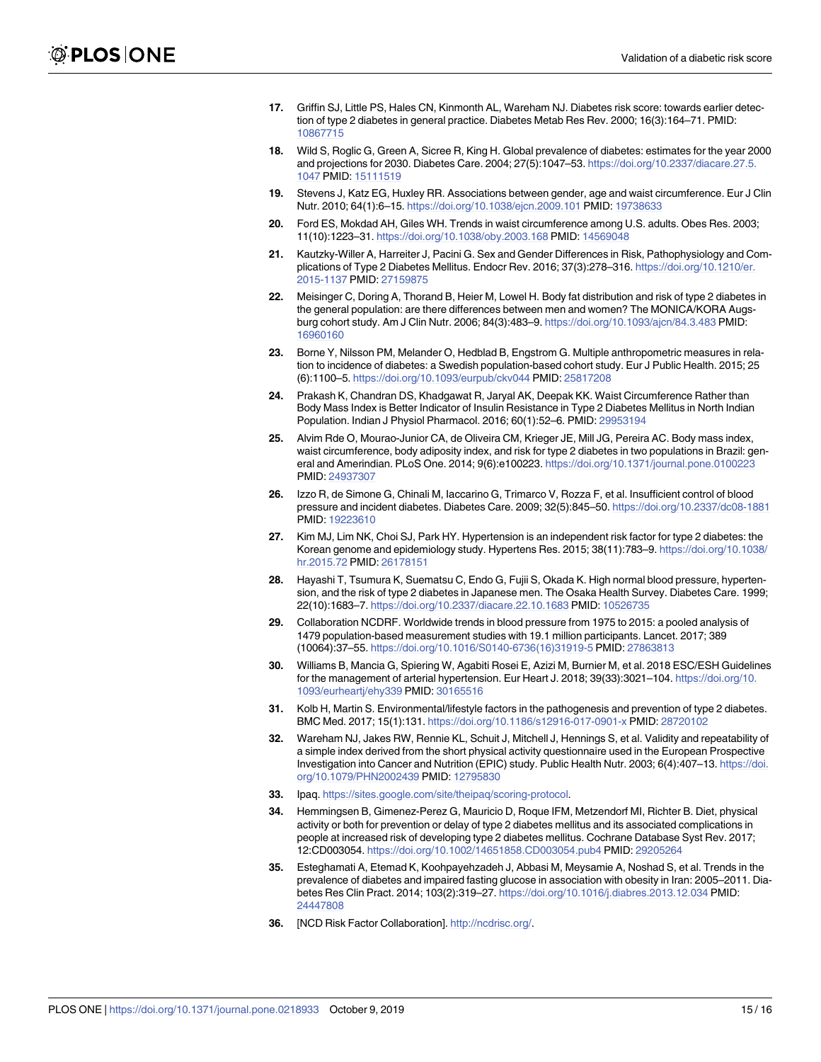17. Griffin SJ, Little PS, Hales CN, Kinmonth AL, Wareham NJ. Diabetes risk score: towards earlier detection of type 2 diabetes in general practice. Diabetes Metab Res Rev. 2000; 16(3):164–71. PMID: 10867715

18. Wild S, Roglic G, Green A, Sicree R, King H. Global prevalence of diabetes: estimates for the year 2000 and projections for 2030. Diabetes Care. 2004; 27(5):1047–53. https://doi.org/10.2337/diacare.27.5.1047 PMID: 15111519

19. Stevens J, Katz EG, Huxley RR. Associations between gender, age and waist circumference. Eur J Clin Nutr. 2010; 64(1):6–15. https://doi.org/10.1038/ejcn.2009.101 PMID: 19738633

20. Ford ES, Mokdad AH, Giles WH. Trends in waist circumference among U.S. adults. Obes Res. 2003; 11(10):1223–31. https://doi.org/10.1038/oby.2003.168 PMID: 14569048

21. Kautzky-Willer A, Harreiter J, Pacini G. Sex and Gender Differences in Risk, Pathophysiology and Complications of Type 2 Diabetes Mellitus. Endocr Rev. 2016; 37(3):278–316. https://doi.org/10.1210/er.2015-1137 PMID: 27159875

22. Meisinger C, Doring A, Thorand B, Heier M, Lowel H. Body fat distribution and risk of type 2 diabetes in the general population: are there differences between men and women? The MONICA/KORA Augsburg cohort study. Am J Clin Nutr. 2006; 84(3):483–9. https://doi.org/10.1093/ajcn/84.3.483 PMID: 16960160

23. Borne Y, Nilsson PM, Melander O, Hedblad B, Engstrom G. Multiple anthropometric measures in relation to incidence of diabetes: a Swedish population-based cohort study. Eur J Public Health. 2015; 25 (6):1100–5. https://doi.org/10.1093/eurpub/ckv044 PMID: 25817208

24. Prakash K, Chandran DS, Khadgawat R, Jaryal AK, Deepak KK. Waist Circumference Rather than Body Mass Index is Better Indicator of Insulin Resistance in Type 2 Diabetes Mellitus in North Indian Population. Indian J Physiol Pharmacol. 2016; 60(1):52–6. PMID: 29953194

25. Alvim Rde O, Mourao-Junior CA, de Oliveira CM, Krieger JE, Mill JG, Pereira AC. Body mass index, waist circumference, body adiposity index, and risk for type 2 diabetes in two populations in Brazil: general and Amerindian. PLoS One. 2014; 9(6):e100223. https://doi.org/10.1371/journal.pone.0100223 PMID: 24937307

26. Izzo R, de Simone G, Chinali M, Iaccarino G, Trimarco V, Rozza F, et al. Insufficient control of blood pressure and incident diabetes. Diabetes Care. 2009; 32(5):845–50. https://doi.org/10.2337/dc08-1881 PMID: 19223610

27. Kim MJ, Lim NK, Choi SJ, Park HY. Hypertension is an independent risk factor for type 2 diabetes: the Korean genome and epidemiology study. Hypertens Res. 2015; 38(11):783–9. https://doi.org/10.1038/hr.2015.72 PMID: 26178151

28. Hayashi T, Tsumura K, Suematsu C, Endo G, Fujii S, Okada K. High normal blood pressure, hypertension, and the risk of type 2 diabetes in Japanese men. The Osaka Health Survey. Diabetes Care. 1999; 22(10):1683–7. https://doi.org/10.2337/diacare.22.10.1683 PMID: 10526735

29. Collaboration NCDRF. Worldwide trends in blood pressure from 1975 to 2015: a pooled analysis of 1479 population-based measurement studies with 19.1 million participants. Lancet. 2017; 389 (10064):37–55. https://doi.org/10.1016/S0140-6736(16)31919-5 PMID: 27863813

30. Williams B, Mancia G, Spiering W, Agabiti Rosei E, Azizi M, Burnier M, et al. 2018 ESC/ESH Guidelines for the management of arterial hypertension. Eur Heart J. 2018; 39(33):3021–104. https://doi.org/10.1093/eurheartj/ehy339 PMID: 30165516

31. Kolb H, Martin S. Environmental/lifestyle factors in the pathogenesis and prevention of type 2 diabetes. BMC Med. 2017; 15(1):131. https://doi.org/10.1186/s12916-017-0901-x PMID: 28720102

32. Wareham NJ, Jakes RW, Rennie KL, Schuit J, Mitchell J, Hennings S, et al. Validity and repeatability of a simple index derived from the short physical activity questionnaire used in the European Prospective Investigation into Cancer and Nutrition (EPIC) study. Public Health Nutr. 2003; 6(4):407–13. https://doi.org/10.1079/PHN2002439 PMID: 12795830

33. Ipaq. https://sites.google.com/site/theipaq/scoring-protocol.

34. Hemmingsen B, Gimenez-Perez G, Mauricio D, Roque IFM, Metzendorf MI, Richter B. Diet, physical activity or both for prevention or delay of type 2 diabetes mellitus and its associated complications in people at increased risk of developing type 2 diabetes mellitus. Cochrane Database Syst Rev. 2017; 12:CD003054. https://doi.org/10.1002/14651858.CD003054.pub4 PMID: 29205264

35. Esteghamati A, Etemad K, Koohpayehzadeh J, Abbasi M, Meysamie A, Noshad S, et al. Trends in the prevalence of diabetes and impaired fasting glucose in association with obesity in Iran: 2005–2011. Diabetes Res Clin Pract. 2014; 103(2):319–27. https://doi.org/10.1016/j.diabres.2013.12.034 PMID: 24447808

36. [NCD Risk Factor Collaboration]. http://ncdrisc.org/.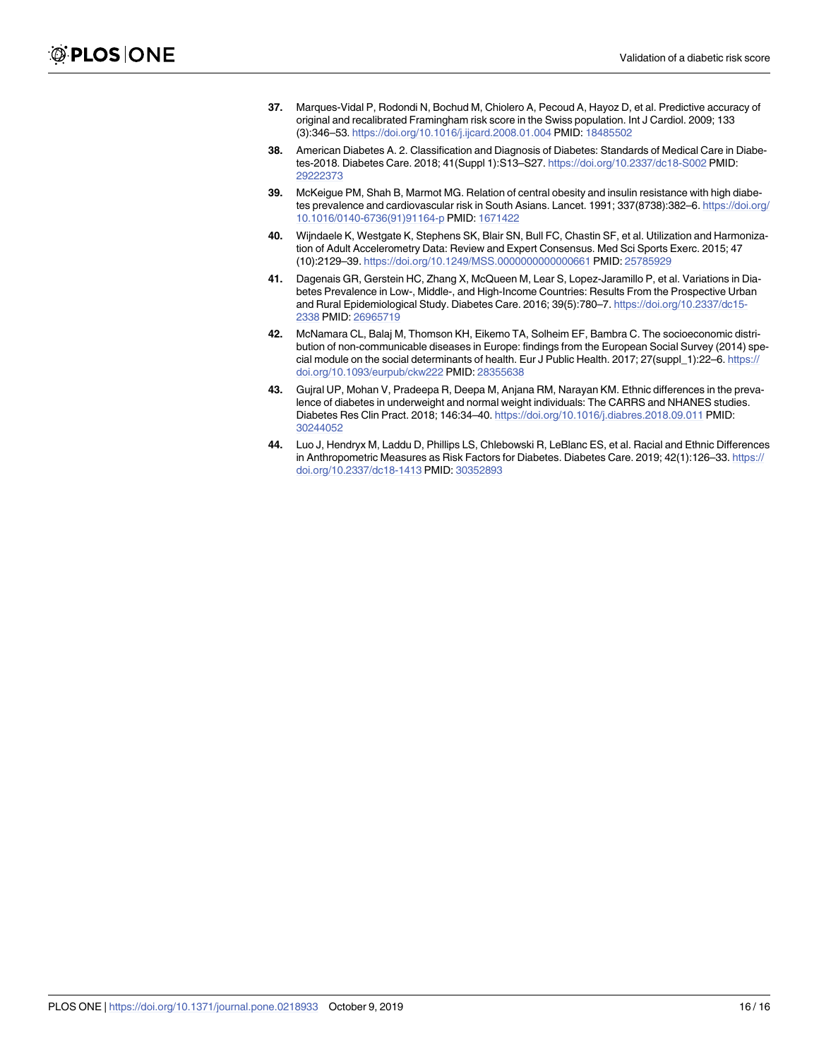37. Marques-Vidal P, Rodondi N, Bochud M, Chiolero A, Pecoud A, Hayoz D, et al. Predictive accuracy of original and recalibrated Framingham risk score in the Swiss population. Int J Cardiol. 2009; 133 (3):346–53. https://doi.org/10.1016/j.ijcard.2008.01.004 PMID: 18485502

38. American Diabetes A. 2. Classification and Diagnosis of Diabetes: Standards of Medical Care in Diabetes-2018. Diabetes Care. 2018; 41(Suppl 1):S13–S27. https://doi.org/10.2337/dc18-S002 PMID: 29222373

39. McKeigue PM, Shah B, Marmot MG. Relation of central obesity and insulin resistance with high diabetes prevalence and cardiovascular risk in South Asians. Lancet. 1991; 337(8738):382–6. https://doi.org/10.1016/0140-6736(91)91164-p PMID: 1671422

40. Wijndaele K, Westgate K, Stephens SK, Blair SN, Bull FC, Chastin SF, et al. Utilization and Harmonization of Adult Accelerometry Data: Review and Expert Consensus. Med Sci Sports Exerc. 2015; 47 (10):2129–39. https://doi.org/10.1249/MSS.0000000000000661 PMID: 25785929

41. Dagenais GR, Gerstein HC, Zhang X, McQueen M, Lear S, Lopez-Jaramillo P, et al. Variations in Diabetes Prevalence in Low-, Middle-, and High-Income Countries: Results From the Prospective Urban and Rural Epidemiological Study. Diabetes Care. 2016; 39(5):780–7. https://doi.org/10.2337/dc15-2338 PMID: 26965719

42. McNamara CL, Balaj M, Thomson KH, Eikemo TA, Solheim EF, Bambra C. The socioeconomic distribution of non-communicable diseases in Europe: findings from the European Social Survey (2014) special module on the social determinants of health. Eur J Public Health. 2017; 27(suppl_1):22–6. https://doi.org/10.1093/eurpub/ckw222 PMID: 28355638

43. Gujral UP, Mohan V, Pradeepa R, Deepa M, Anjana RM, Narayan KM. Ethnic differences in the prevalence of diabetes in underweight and normal weight individuals: The CARRS and NHANES studies. Diabetes Res Clin Pract. 2018; 146:34–40. https://doi.org/10.1016/j.diabres.2018.09.011 PMID: 30244052

44. Luo J, Hendryx M, Laddu D, Phillips LS, Chlebowski R, LeBlanc ES, et al. Racial and Ethnic Differences in Anthropometric Measures as Risk Factors for Diabetes. Diabetes Care. 2019; 42(1):126–33. https://doi.org/10.2337/dc18-1413 PMID: 30352893